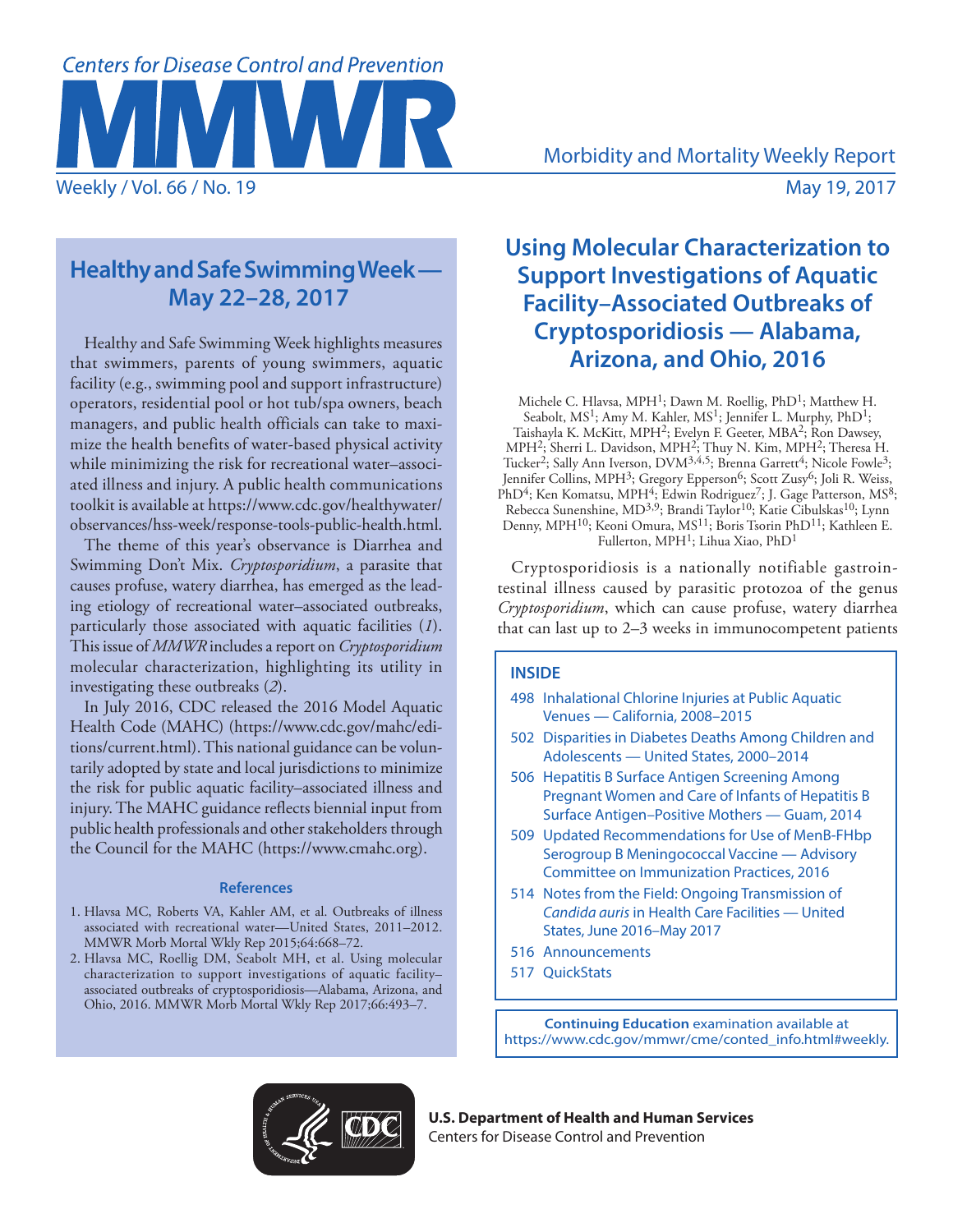# Healthy and Safe Swimming Week — May 22–28, 2017

Healthy and Safe Swimming Week highlights measures that swimmers, parents of young swimmers, aquatic facility (e.g., swimming pool and support infrastructure) operators, residential pool or hot tub/spa owners, beach managers, and public health officials can take to maximize the health benefits of water-based physical activity while minimizing the risk for recreational water–associated illness and injury. A public health communications toolkit is available at https://www.cdc.gov/healthywater/observances/hss-week/response-tools-public-health.html.

The theme of this year's observance is Diarrhea and Swimming Don't Mix. *Cryptosporidium*, a parasite that causes profuse, watery diarrhea, has emerged as the leading etiology of recreational water–associated outbreaks, particularly those associated with aquatic facilities (*1*). This issue of *MMWR* includes a report on *Cryptosporidium* molecular characterization, highlighting its utility in investigating these outbreaks (*2*).

In July 2016, CDC released the 2016 Model Aquatic Health Code (MAHC) (https://www.cdc.gov/mahc/editions/current.html). This national guidance can be voluntarily adopted by state and local jurisdictions to minimize the risk for public aquatic facility–associated illness and injury. The MAHC guidance reflects biennial input from public health professionals and other stakeholders through the Council for the MAHC (https://www.cmahc.org).

### References

1. Hlavsa MC, Roberts VA, Kahler AM, et al. Outbreaks of illness associated with recreational water—United States, 2011–2012. MMWR Morb Mortal Wkly Rep 2015;64:668–72.
2. Hlavsa MC, Roellig DM, Seabolt MH, et al. Using molecular characterization to support investigations of aquatic facility–associated outbreaks of cryptosporidiosis—Alabama, Arizona, and Ohio, 2016. MMWR Morb Mortal Wkly Rep 2017;66:493–7.

# Using Molecular Characterization to Support Investigations of Aquatic Facility–Associated Outbreaks of Cryptosporidiosis — Alabama, Arizona, and Ohio, 2016

Michele C. Hlavsa, MPH[1]; Dawn M. Roellig, PhD[1]; Matthew H. Seabolt, MS[1]; Amy M. Kahler, MS[1]; Jennifer L. Murphy, PhD[1]; Taishayla K. McKitt, MPH[2]; Evelyn F. Geeter, MBA[2]; Ron Dawsey, MPH[2]; Sherri L. Davidson, MPH[2]; Thuy N. Kim, MPH[2]; Theresa H. Tucker[2]; Sally Ann Iverson, DVM[3,4,5]; Brenna Garrett[4]; Nicole Fowle[3]; Jennifer Collins, MPH[3]; Gregory Epperson[6]; Scott Zusy[6]; Joli R. Weiss, PhD[4]; Ken Komatsu, MPH[4]; Edwin Rodriguez[7]; J. Gage Patterson, MS[8]; Rebecca Sunenshine, MD[3,9]; Brandi Taylor[10]; Katie Cibulskas[10]; Lynn Denny, MPH[10]; Keoni Omura, MS[11]; Boris Tsorin PhD[11]; Kathleen E. Fullerton, MPH[1]; Lihua Xiao, PhD[1]

Cryptosporidiosis is a nationally notifiable gastrointestinal illness caused by parasitic protozoa of the genus *Cryptosporidium*, which can cause profuse, watery diarrhea that can last up to 2–3 weeks in immunocompetent patients

**INSIDE**

- 498 Inhalational Chlorine Injuries at Public Aquatic Venues — California, 2008–2015
- 502 Disparities in Diabetes Deaths Among Children and Adolescents — United States, 2000–2014
- 506 Hepatitis B Surface Antigen Screening Among Pregnant Women and Care of Infants of Hepatitis B Surface Antigen–Positive Mothers — Guam, 2014
- 509 Updated Recommendations for Use of MenB-FHbp Serogroup B Meningococcal Vaccine — Advisory Committee on Immunization Practices, 2016
- 514 Notes from the Field: Ongoing Transmission of *Candida auris* in Health Care Facilities — United States, June 2016–May 2017
- 516 Announcements
- 517 QuickStats

**Continuing Education** examination available at https://www.cdc.gov/mmwr/cme/conted_info.html#weekly.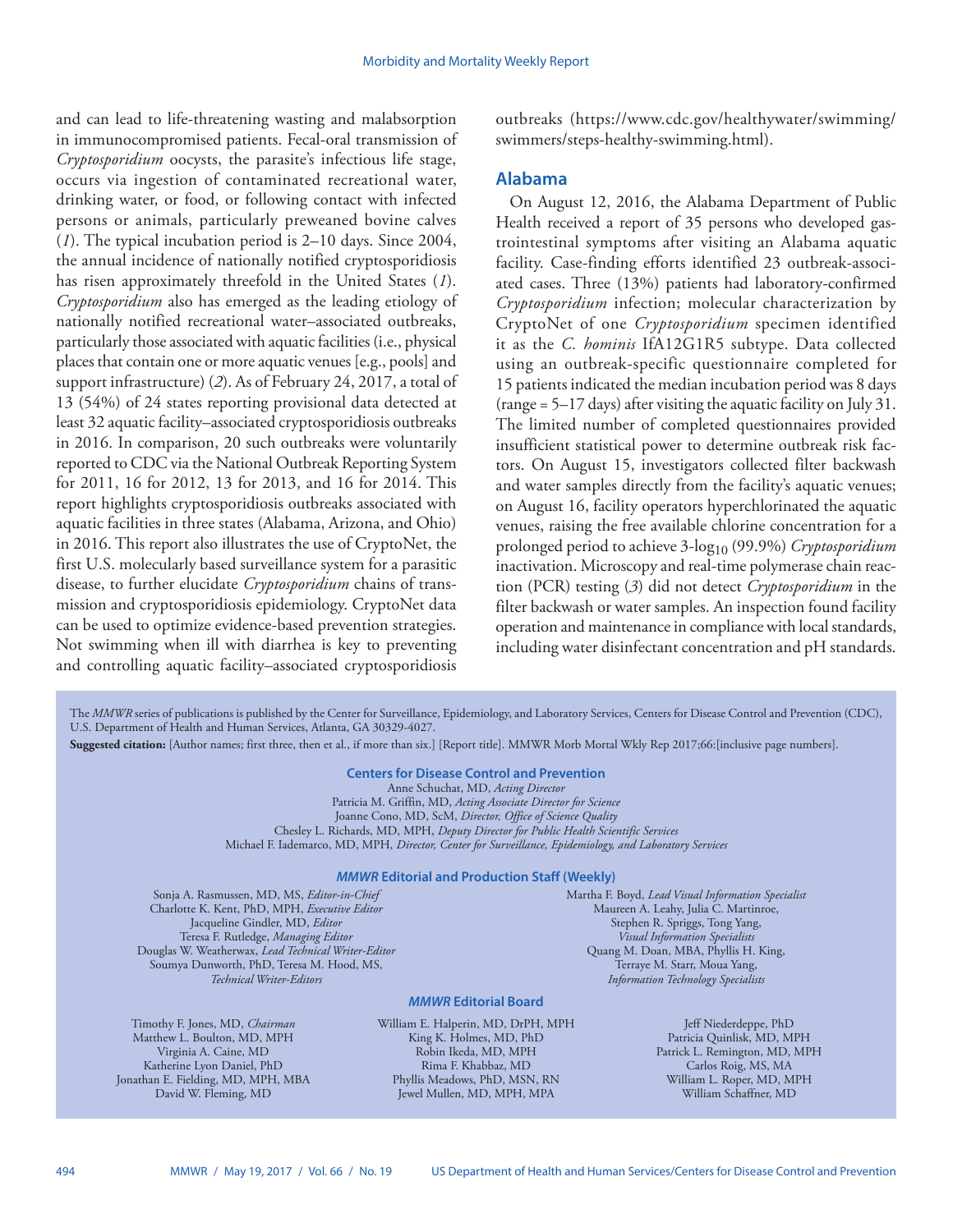and can lead to life-threatening wasting and malabsorption in immunocompromised patients. Fecal-oral transmission of *Cryptosporidium* oocysts, the parasite's infectious life stage, occurs via ingestion of contaminated recreational water, drinking water, or food, or following contact with infected persons or animals, particularly preweaned bovine calves (*1*). The typical incubation period is 2–10 days. Since 2004, the annual incidence of nationally notified cryptosporidiosis has risen approximately threefold in the United States (*1*). *Cryptosporidium* also has emerged as the leading etiology of nationally notified recreational water–associated outbreaks, particularly those associated with aquatic facilities (i.e., physical places that contain one or more aquatic venues [e.g., pools] and support infrastructure) (*2*). As of February 24, 2017, a total of 13 (54%) of 24 states reporting provisional data detected at least 32 aquatic facility–associated cryptosporidiosis outbreaks in 2016. In comparison, 20 such outbreaks were voluntarily reported to CDC via the National Outbreak Reporting System for 2011, 16 for 2012, 13 for 2013, and 16 for 2014. This report highlights cryptosporidiosis outbreaks associated with aquatic facilities in three states (Alabama, Arizona, and Ohio) in 2016. This report also illustrates the use of CryptoNet, the first U.S. molecularly based surveillance system for a parasitic disease, to further elucidate *Cryptosporidium* chains of transmission and cryptosporidiosis epidemiology. CryptoNet data can be used to optimize evidence-based prevention strategies. Not swimming when ill with diarrhea is key to preventing and controlling aquatic facility–associated cryptosporidiosis outbreaks (https://www.cdc.gov/healthywater/swimming/swimmers/steps-healthy-swimming.html).

## Alabama

On August 12, 2016, the Alabama Department of Public Health received a report of 35 persons who developed gastrointestinal symptoms after visiting an Alabama aquatic facility. Case-finding efforts identified 23 outbreak-associated cases. Three (13%) patients had laboratory-confirmed *Cryptosporidium* infection; molecular characterization by CryptoNet of one *Cryptosporidium* specimen identified it as the *C. hominis* IfA12G1R5 subtype. Data collected using an outbreak-specific questionnaire completed for 15 patients indicated the median incubation period was 8 days (range = 5–17 days) after visiting the aquatic facility on July 31. The limited number of completed questionnaires provided insufficient statistical power to determine outbreak risk factors. On August 15, investigators collected filter backwash and water samples directly from the facility's aquatic venues; on August 16, facility operators hyperchlorinated the aquatic venues, raising the free available chlorine concentration for a prolonged period to achieve 3-$\log_{10}$ (99.9%) *Cryptosporidium* inactivation. Microscopy and real-time polymerase chain reaction (PCR) testing (*3*) did not detect *Cryptosporidium* in the filter backwash or water samples. An inspection found facility operation and maintenance in compliance with local standards, including water disinfectant concentration and pH standards.

The *MMWR* series of publications is published by the Center for Surveillance, Epidemiology, and Laboratory Services, Centers for Disease Control and Prevention (CDC), U.S. Department of Health and Human Services, Atlanta, GA 30329-4027.

**Suggested citation:** [Author names; first three, then et al., if more than six.] [Report title]. MMWR Morb Mortal Wkly Rep 2017;66:[inclusive page numbers].

**Centers for Disease Control and Prevention**

Anne Schuchat, MD, *Acting Director*
Patricia M. Griffin, MD, *Acting Associate Director for Science*
Joanne Cono, MD, ScM, *Director, Office of Science Quality*
Chesley L. Richards, MD, MPH, *Deputy Director for Public Health Scientific Services*
Michael F. Iademarco, MD, MPH, *Director, Center for Surveillance, Epidemiology, and Laboratory Services*

***MMWR* Editorial and Production Staff (Weekly)**

Sonja A. Rasmussen, MD, MS, *Editor-in-Chief*
Charlotte K. Kent, PhD, MPH, *Executive Editor*
Jacqueline Gindler, MD, *Editor*
Teresa F. Rutledge, *Managing Editor*
Douglas W. Weatherwax, *Lead Technical Writer-Editor*
Soumya Dunworth, PhD, Teresa M. Hood, MS, *Technical Writer-Editors*

Martha F. Boyd, *Lead Visual Information Specialist*
Maureen A. Leahy, Julia C. Martinroe, Stephen R. Spriggs, Tong Yang, *Visual Information Specialists*
Quang M. Doan, MBA, Phyllis H. King, Terraye M. Starr, Moua Yang, *Information Technology Specialists*

***MMWR* Editorial Board**

Timothy F. Jones, MD, *Chairman*
Matthew L. Boulton, MD, MPH
Virginia A. Caine, MD
Katherine Lyon Daniel, PhD
Jonathan E. Fielding, MD, MPH, MBA
David W. Fleming, MD
William E. Halperin, MD, DrPH, MPH
King K. Holmes, MD, PhD
Robin Ikeda, MD, MPH
Rima F. Khabbaz, MD
Phyllis Meadows, PhD, MSN, RN
Jewel Mullen, MD, MPH, MPA
Jeff Niederdeppe, PhD
Patricia Quinlisk, MD, MPH
Patrick L. Remington, MD, MPH
Carlos Roig, MS, MA
William L. Roper, MD, MPH
William Schaffner, MD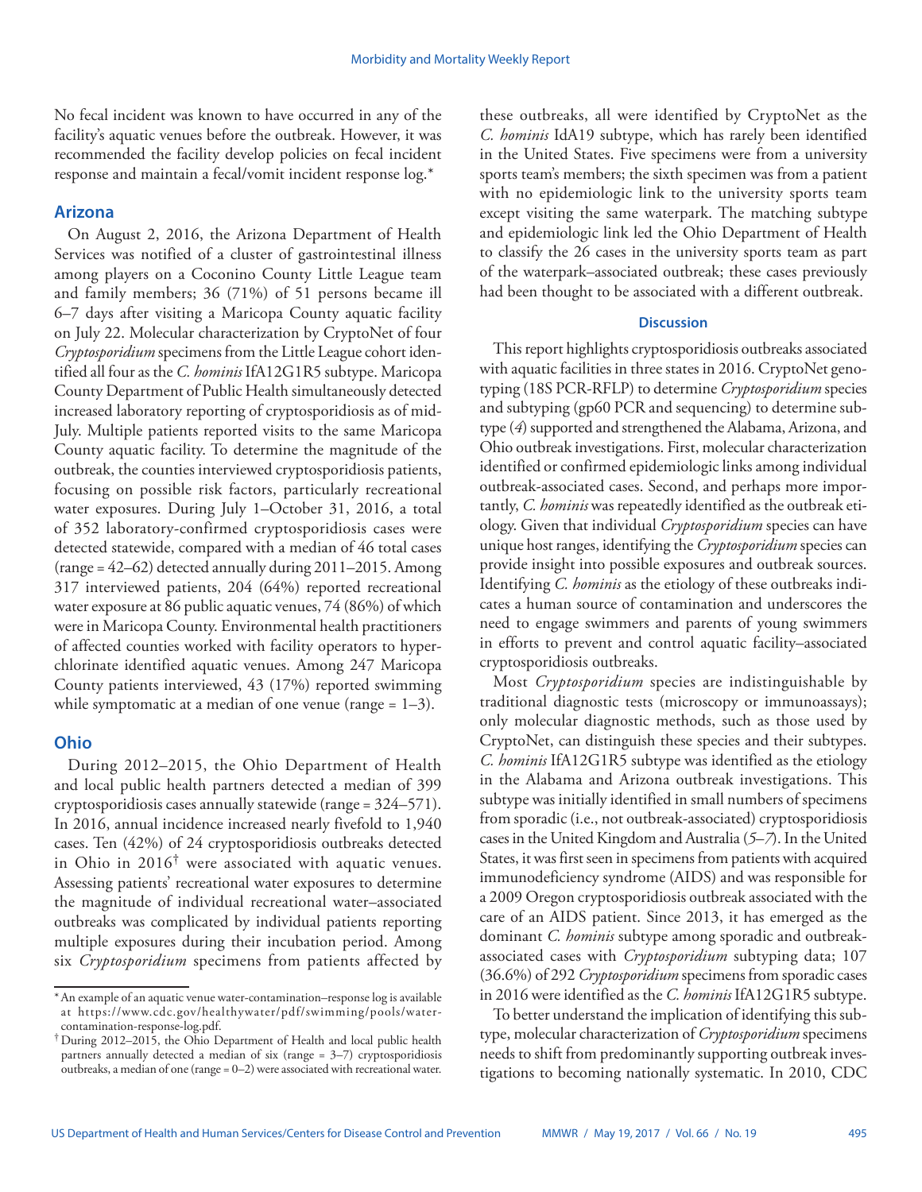No fecal incident was known to have occurred in any of the facility's aquatic venues before the outbreak. However, it was recommended the facility develop policies on fecal incident response and maintain a fecal/vomit incident response log.*

## Arizona

On August 2, 2016, the Arizona Department of Health Services was notified of a cluster of gastrointestinal illness among players on a Coconino County Little League team and family members; 36 (71%) of 51 persons became ill 6–7 days after visiting a Maricopa County aquatic facility on July 22. Molecular characterization by CryptoNet of four *Cryptosporidium* specimens from the Little League cohort identified all four as the *C. hominis* IfA12G1R5 subtype. Maricopa County Department of Public Health simultaneously detected increased laboratory reporting of cryptosporidiosis as of mid-July. Multiple patients reported visits to the same Maricopa County aquatic facility. To determine the magnitude of the outbreak, the counties interviewed cryptosporidiosis patients, focusing on possible risk factors, particularly recreational water exposures. During July 1–October 31, 2016, a total of 352 laboratory-confirmed cryptosporidiosis cases were detected statewide, compared with a median of 46 total cases (range = 42–62) detected annually during 2011–2015. Among 317 interviewed patients, 204 (64%) reported recreational water exposure at 86 public aquatic venues, 74 (86%) of which were in Maricopa County. Environmental health practitioners of affected counties worked with facility operators to hyperchlorinate identified aquatic venues. Among 247 Maricopa County patients interviewed, 43 (17%) reported swimming while symptomatic at a median of one venue (range = 1–3).

## Ohio

During 2012–2015, the Ohio Department of Health and local public health partners detected a median of 399 cryptosporidiosis cases annually statewide (range = 324–571). In 2016, annual incidence increased nearly fivefold to 1,940 cases. Ten (42%) of 24 cryptosporidiosis outbreaks detected in Ohio in 2016† were associated with aquatic venues. Assessing patients' recreational water exposures to determine the magnitude of individual recreational water–associated outbreaks was complicated by individual patients reporting multiple exposures during their incubation period. Among six *Cryptosporidium* specimens from patients affected by these outbreaks, all were identified by CryptoNet as the *C. hominis* IdA19 subtype, which has rarely been identified in the United States. Five specimens were from a university sports team's members; the sixth specimen was from a patient with no epidemiologic link to the university sports team except visiting the same waterpark. The matching subtype and epidemiologic link led the Ohio Department of Health to classify the 26 cases in the university sports team as part of the waterpark–associated outbreak; these cases previously had been thought to be associated with a different outbreak.

## Discussion

This report highlights cryptosporidiosis outbreaks associated with aquatic facilities in three states in 2016. CryptoNet genotyping (18S PCR-RFLP) to determine *Cryptosporidium* species and subtyping (gp60 PCR and sequencing) to determine subtype (*4*) supported and strengthened the Alabama, Arizona, and Ohio outbreak investigations. First, molecular characterization identified or confirmed epidemiologic links among individual outbreak-associated cases. Second, and perhaps more importantly, *C. hominis* was repeatedly identified as the outbreak etiology. Given that individual *Cryptosporidium* species can have unique host ranges, identifying the *Cryptosporidium* species can provide insight into possible exposures and outbreak sources. Identifying *C. hominis* as the etiology of these outbreaks indicates a human source of contamination and underscores the need to engage swimmers and parents of young swimmers in efforts to prevent and control aquatic facility–associated cryptosporidiosis outbreaks.

Most *Cryptosporidium* species are indistinguishable by traditional diagnostic tests (microscopy or immunoassays); only molecular diagnostic methods, such as those used by CryptoNet, can distinguish these species and their subtypes. *C. hominis* IfA12G1R5 subtype was identified as the etiology in the Alabama and Arizona outbreak investigations. This subtype was initially identified in small numbers of specimens from sporadic (i.e., not outbreak-associated) cryptosporidiosis cases in the United Kingdom and Australia (*5*–*7*). In the United States, it was first seen in specimens from patients with acquired immunodeficiency syndrome (AIDS) and was responsible for a 2009 Oregon cryptosporidiosis outbreak associated with the care of an AIDS patient. Since 2013, it has emerged as the dominant *C. hominis* subtype among sporadic and outbreak-associated cases with *Cryptosporidium* subtyping data; 107 (36.6%) of 292 *Cryptosporidium* specimens from sporadic cases in 2016 were identified as the *C. hominis* IfA12G1R5 subtype.

To better understand the implication of identifying this subtype, molecular characterization of *Cryptosporidium* specimens needs to shift from predominantly supporting outbreak investigations to becoming nationally systematic. In 2010, CDC

---

* An example of an aquatic venue water-contamination–response log is available at https://www.cdc.gov/healthywater/pdf/swimming/pools/water-contamination-response-log.pdf.

† During 2012–2015, the Ohio Department of Health and local public health partners annually detected a median of six (range = 3–7) cryptosporidiosis outbreaks, a median of one (range = 0–2) were associated with recreational water.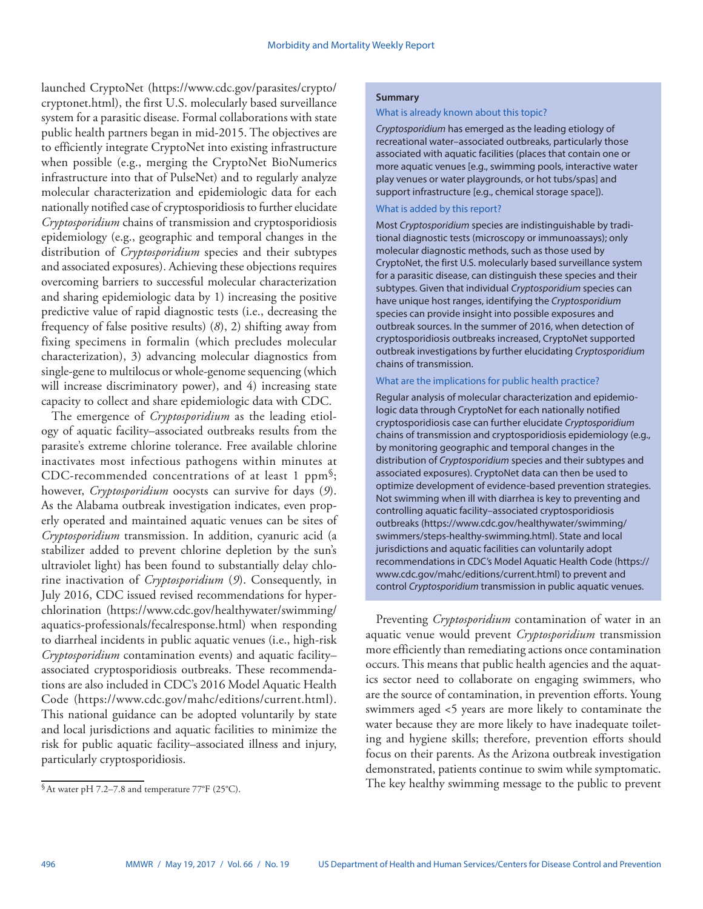launched CryptoNet (https://www.cdc.gov/parasites/crypto/cryptonet.html), the first U.S. molecularly based surveillance system for a parasitic disease. Formal collaborations with state public health partners began in mid-2015. The objectives are to efficiently integrate CryptoNet into existing infrastructure when possible (e.g., merging the CryptoNet BioNumerics infrastructure into that of PulseNet) and to regularly analyze molecular characterization and epidemiologic data for each nationally notified case of cryptosporidiosis to further elucidate *Cryptosporidium* chains of transmission and cryptosporidiosis epidemiology (e.g., geographic and temporal changes in the distribution of *Cryptosporidium* species and their subtypes and associated exposures). Achieving these objections requires overcoming barriers to successful molecular characterization and sharing epidemiologic data by 1) increasing the positive predictive value of rapid diagnostic tests (i.e., decreasing the frequency of false positive results) (*8*), 2) shifting away from fixing specimens in formalin (which precludes molecular characterization), 3) advancing molecular diagnostics from single-gene to multilocus or whole-genome sequencing (which will increase discriminatory power), and 4) increasing state capacity to collect and share epidemiologic data with CDC.

The emergence of *Cryptosporidium* as the leading etiology of aquatic facility–associated outbreaks results from the parasite's extreme chlorine tolerance. Free available chlorine inactivates most infectious pathogens within minutes at CDC-recommended concentrations of at least 1 ppm[§]; however, *Cryptosporidium* oocysts can survive for days (*9*). As the Alabama outbreak investigation indicates, even properly operated and maintained aquatic venues can be sites of *Cryptosporidium* transmission. In addition, cyanuric acid (a stabilizer added to prevent chlorine depletion by the sun's ultraviolet light) has been found to substantially delay chlorine inactivation of *Cryptosporidium* (*9*). Consequently, in July 2016, CDC issued revised recommendations for hyperchlorination (https://www.cdc.gov/healthywater/swimming/aquatics-professionals/fecalresponse.html) when responding to diarrheal incidents in public aquatic venues (i.e., high-risk *Cryptosporidium* contamination events) and aquatic facility–associated cryptosporidiosis outbreaks. These recommendations are also included in CDC's 2016 Model Aquatic Health Code (https://www.cdc.gov/mahc/editions/current.html). This national guidance can be adopted voluntarily by state and local jurisdictions and aquatic facilities to minimize the risk for public aquatic facility–associated illness and injury, particularly cryptosporidiosis.

[§] At water pH 7.2–7.8 and temperature 77°F (25°C).

> **Summary**
>
> **What is already known about this topic?**
>
> *Cryptosporidium* has emerged as the leading etiology of recreational water–associated outbreaks, particularly those associated with aquatic facilities (places that contain one or more aquatic venues [e.g., swimming pools, interactive water play venues or water playgrounds, or hot tubs/spas] and support infrastructure [e.g., chemical storage space]).
>
> **What is added by this report?**
>
> Most *Cryptosporidium* species are indistinguishable by traditional diagnostic tests (microscopy or immunoassays); only molecular diagnostic methods, such as those used by CryptoNet, the first U.S. molecularly based surveillance system for a parasitic disease, can distinguish these species and their subtypes. Given that individual *Cryptosporidium* species can have unique host ranges, identifying the *Cryptosporidium* species can provide insight into possible exposures and outbreak sources. In the summer of 2016, when detection of cryptosporidiosis outbreaks increased, CryptoNet supported outbreak investigations by further elucidating *Cryptosporidium* chains of transmission.
>
> **What are the implications for public health practice?**
>
> Regular analysis of molecular characterization and epidemiologic data through CryptoNet for each nationally notified cryptosporidiosis case can further elucidate *Cryptosporidium* chains of transmission and cryptosporidiosis epidemiology (e.g., by monitoring geographic and temporal changes in the distribution of *Cryptosporidium* species and their subtypes and associated exposures). CryptoNet data can then be used to optimize development of evidence-based prevention strategies. Not swimming when ill with diarrhea is key to preventing and controlling aquatic facility–associated cryptosporidiosis outbreaks (https://www.cdc.gov/healthywater/swimming/swimmers/steps-healthy-swimming.html). State and local jurisdictions and aquatic facilities can voluntarily adopt recommendations in CDC's Model Aquatic Health Code (https://www.cdc.gov/mahc/editions/current.html) to prevent and control *Cryptosporidium* transmission in public aquatic venues.

Preventing *Cryptosporidium* contamination of water in an aquatic venue would prevent *Cryptosporidium* transmission more efficiently than remediating actions once contamination occurs. This means that public health agencies and the aquatics sector need to collaborate on engaging swimmers, who are the source of contamination, in prevention efforts. Young swimmers aged <5 years are more likely to contaminate the water because they are more likely to have inadequate toileting and hygiene skills; therefore, prevention efforts should focus on their parents. As the Arizona outbreak investigation demonstrated, patients continue to swim while symptomatic. The key healthy swimming message to the public to prevent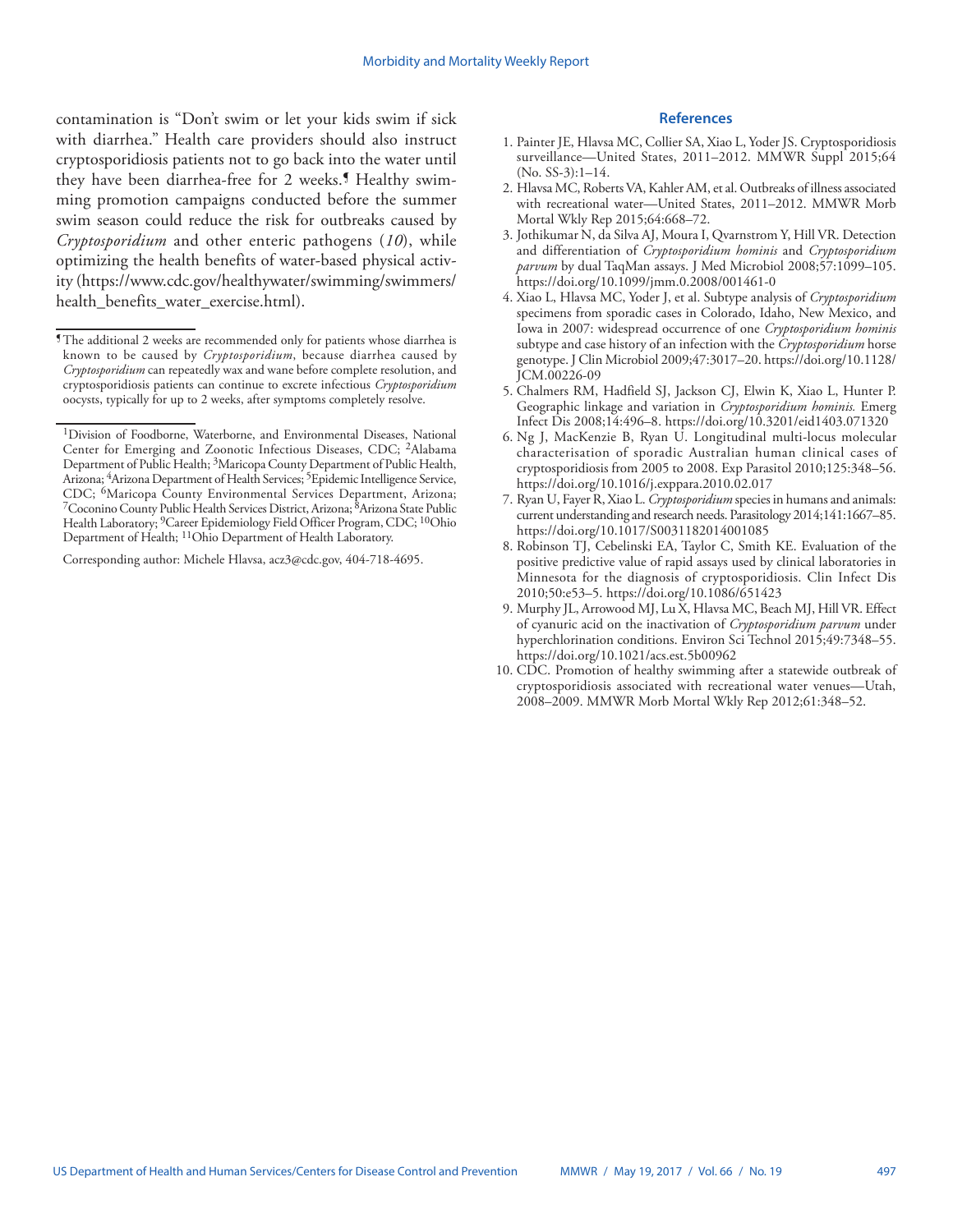contamination is "Don't swim or let your kids swim if sick with diarrhea." Health care providers should also instruct cryptosporidiosis patients not to go back into the water until they have been diarrhea-free for 2 weeks.¶ Healthy swimming promotion campaigns conducted before the summer swim season could reduce the risk for outbreaks caused by *Cryptosporidium* and other enteric pathogens (*10*), while optimizing the health benefits of water-based physical activity (https://www.cdc.gov/healthywater/swimming/swimmers/health_benefits_water_exercise.html).

¶ The additional 2 weeks are recommended only for patients whose diarrhea is known to be caused by *Cryptosporidium*, because diarrhea caused by *Cryptosporidium* can repeatedly wax and wane before complete resolution, and cryptosporidiosis patients can continue to excrete infectious *Cryptosporidium* oocysts, typically for up to 2 weeks, after symptoms completely resolve.

[1]Division of Foodborne, Waterborne, and Environmental Diseases, National Center for Emerging and Zoonotic Infectious Diseases, CDC; [2]Alabama Department of Public Health; [3]Maricopa County Department of Public Health, Arizona; [4]Arizona Department of Health Services; [5]Epidemic Intelligence Service, CDC; [6]Maricopa County Environmental Services Department, Arizona; [7]Coconino County Public Health Services District, Arizona; [8]Arizona State Public Health Laboratory; [9]Career Epidemiology Field Officer Program, CDC; [10]Ohio Department of Health; [11]Ohio Department of Health Laboratory.

Corresponding author: Michele Hlavsa, acz3@cdc.gov, 404-718-4695.

## References

1. Painter JE, Hlavsa MC, Collier SA, Xiao L, Yoder JS. Cryptosporidiosis surveillance—United States, 2011–2012. MMWR Suppl 2015;64 (No. SS-3):1–14.
2. Hlavsa MC, Roberts VA, Kahler AM, et al. Outbreaks of illness associated with recreational water—United States, 2011–2012. MMWR Morb Mortal Wkly Rep 2015;64:668–72.
3. Jothikumar N, da Silva AJ, Moura I, Qvarnstrom Y, Hill VR. Detection and differentiation of *Cryptosporidium hominis* and *Cryptosporidium parvum* by dual TaqMan assays. J Med Microbiol 2008;57:1099–105. https://doi.org/10.1099/jmm.0.2008/001461-0
4. Xiao L, Hlavsa MC, Yoder J, et al. Subtype analysis of *Cryptosporidium* specimens from sporadic cases in Colorado, Idaho, New Mexico, and Iowa in 2007: widespread occurrence of one *Cryptosporidium hominis* subtype and case history of an infection with the *Cryptosporidium* horse genotype. J Clin Microbiol 2009;47:3017–20. https://doi.org/10.1128/JCM.00226-09
5. Chalmers RM, Hadfield SJ, Jackson CJ, Elwin K, Xiao L, Hunter P. Geographic linkage and variation in *Cryptosporidium hominis.* Emerg Infect Dis 2008;14:496–8. https://doi.org/10.3201/eid1403.071320
6. Ng J, MacKenzie B, Ryan U. Longitudinal multi-locus molecular characterisation of sporadic Australian human clinical cases of cryptosporidiosis from 2005 to 2008. Exp Parasitol 2010;125:348–56. https://doi.org/10.1016/j.exppara.2010.02.017
7. Ryan U, Fayer R, Xiao L. *Cryptosporidium* species in humans and animals: current understanding and research needs. Parasitology 2014;141:1667–85. https://doi.org/10.1017/S0031182014001085
8. Robinson TJ, Cebelinski EA, Taylor C, Smith KE. Evaluation of the positive predictive value of rapid assays used by clinical laboratories in Minnesota for the diagnosis of cryptosporidiosis. Clin Infect Dis 2010;50:e53–5. https://doi.org/10.1086/651423
9. Murphy JL, Arrowood MJ, Lu X, Hlavsa MC, Beach MJ, Hill VR. Effect of cyanuric acid on the inactivation of *Cryptosporidium parvum* under hyperchlorination conditions. Environ Sci Technol 2015;49:7348–55. https://doi.org/10.1021/acs.est.5b00962
10. CDC. Promotion of healthy swimming after a statewide outbreak of cryptosporidiosis associated with recreational water venues—Utah, 2008–2009. MMWR Morb Mortal Wkly Rep 2012;61:348–52.